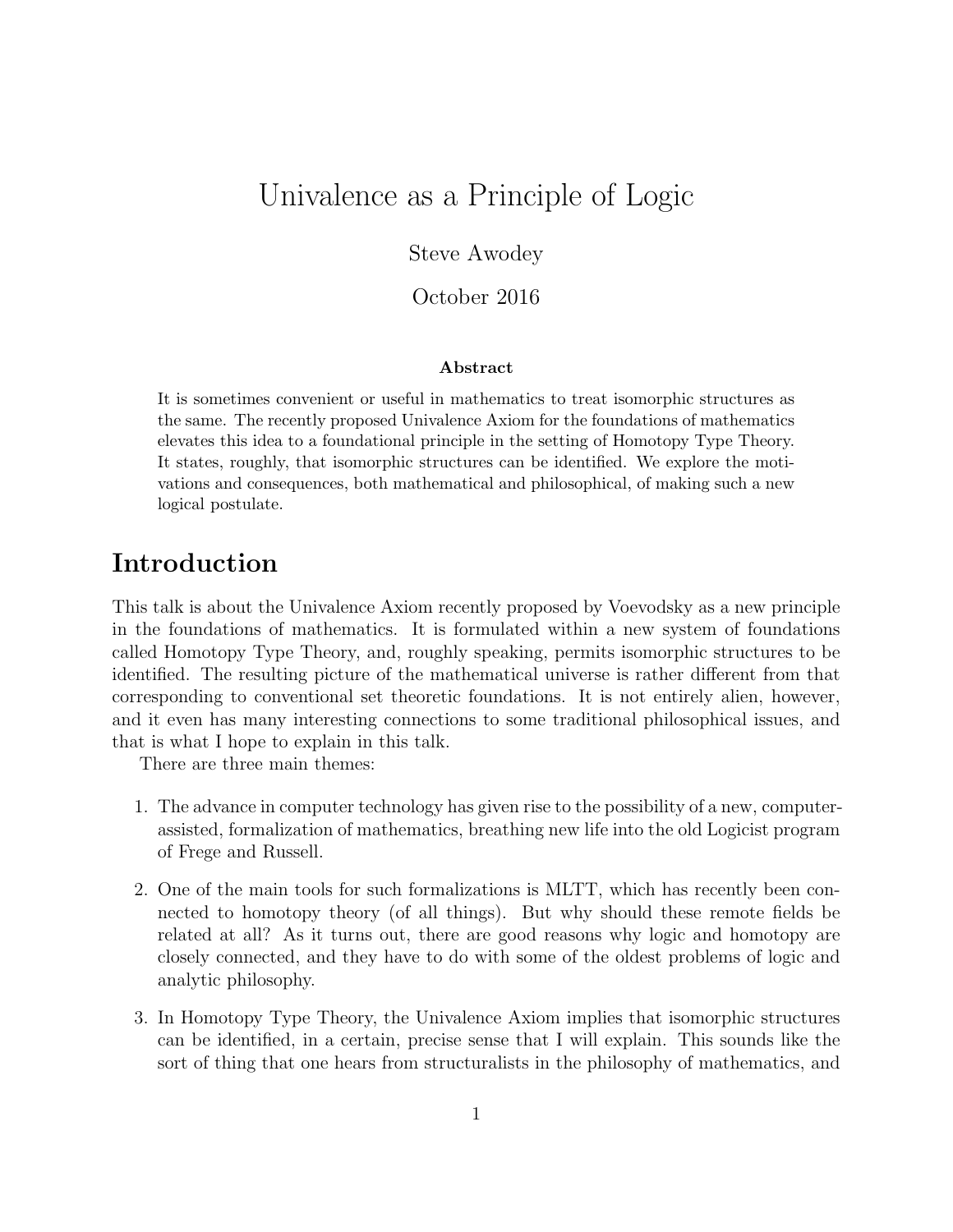# Univalence as a Principle of Logic

Steve Awodey

October 2016

**Abstract**

It is sometimes convenient or useful in mathematics to treat isomorphic structures as the same. The recently proposed Univalence Axiom for the foundations of mathematics elevates this idea to a foundational principle in the setting of Homotopy Type Theory. It states, roughly, that isomorphic structures can be identified. We explore the motivations and consequences, both mathematical and philosophical, of making such a new logical postulate.

## Introduction

This talk is about the Univalence Axiom recently proposed by Voevodsky as a new principle in the foundations of mathematics. It is formulated within a new system of foundations called Homotopy Type Theory, and, roughly speaking, permits isomorphic structures to be identified. The resulting picture of the mathematical universe is rather different from that corresponding to conventional set theoretic foundations. It is not entirely alien, however, and it even has many interesting connections to some traditional philosophical issues, and that is what I hope to explain in this talk.

There are three main themes:

1. The advance in computer technology has given rise to the possibility of a new, computer-assisted, formalization of mathematics, breathing new life into the old Logicist program of Frege and Russell.

2. One of the main tools for such formalizations is MLTT, which has recently been connected to homotopy theory (of all things). But why should these remote fields be related at all? As it turns out, there are good reasons why logic and homotopy are closely connected, and they have to do with some of the oldest problems of logic and analytic philosophy.

3. In Homotopy Type Theory, the Univalence Axiom implies that isomorphic structures can be identified, in a certain, precise sense that I will explain. This sounds like the sort of thing that one hears from structuralists in the philosophy of mathematics, and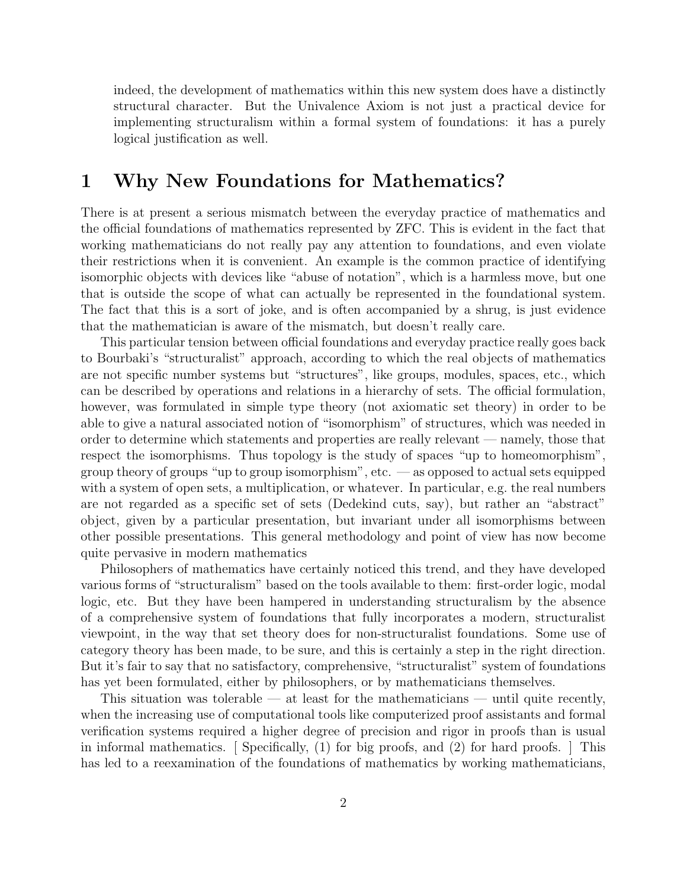indeed, the development of mathematics within this new system does have a distinctly structural character. But the Univalence Axiom is not just a practical device for implementing structuralism within a formal system of foundations: it has a purely logical justification as well.

# 1 Why New Foundations for Mathematics?

There is at present a serious mismatch between the everyday practice of mathematics and the official foundations of mathematics represented by ZFC. This is evident in the fact that working mathematicians do not really pay any attention to foundations, and even violate their restrictions when it is convenient. An example is the common practice of identifying isomorphic objects with devices like "abuse of notation", which is a harmless move, but one that is outside the scope of what can actually be represented in the foundational system. The fact that this is a sort of joke, and is often accompanied by a shrug, is just evidence that the mathematician is aware of the mismatch, but doesn't really care.

This particular tension between official foundations and everyday practice really goes back to Bourbaki's "structuralist" approach, according to which the real objects of mathematics are not specific number systems but "structures", like groups, modules, spaces, etc., which can be described by operations and relations in a hierarchy of sets. The official formulation, however, was formulated in simple type theory (not axiomatic set theory) in order to be able to give a natural associated notion of "isomorphism" of structures, which was needed in order to determine which statements and properties are really relevant — namely, those that respect the isomorphisms. Thus topology is the study of spaces "up to homeomorphism", group theory of groups "up to group isomorphism", etc. — as opposed to actual sets equipped with a system of open sets, a multiplication, or whatever. In particular, e.g. the real numbers are not regarded as a specific set of sets (Dedekind cuts, say), but rather an "abstract" object, given by a particular presentation, but invariant under all isomorphisms between other possible presentations. This general methodology and point of view has now become quite pervasive in modern mathematics

Philosophers of mathematics have certainly noticed this trend, and they have developed various forms of "structuralism" based on the tools available to them: first-order logic, modal logic, etc. But they have been hampered in understanding structuralism by the absence of a comprehensive system of foundations that fully incorporates a modern, structuralist viewpoint, in the way that set theory does for non-structuralist foundations. Some use of category theory has been made, to be sure, and this is certainly a step in the right direction. But it's fair to say that no satisfactory, comprehensive, "structuralist" system of foundations has yet been formulated, either by philosophers, or by mathematicians themselves.

This situation was tolerable — at least for the mathematicians — until quite recently, when the increasing use of computational tools like computerized proof assistants and formal verification systems required a higher degree of precision and rigor in proofs than is usual in informal mathematics. [ Specifically, (1) for big proofs, and (2) for hard proofs. ] This has led to a reexamination of the foundations of mathematics by working mathematicians,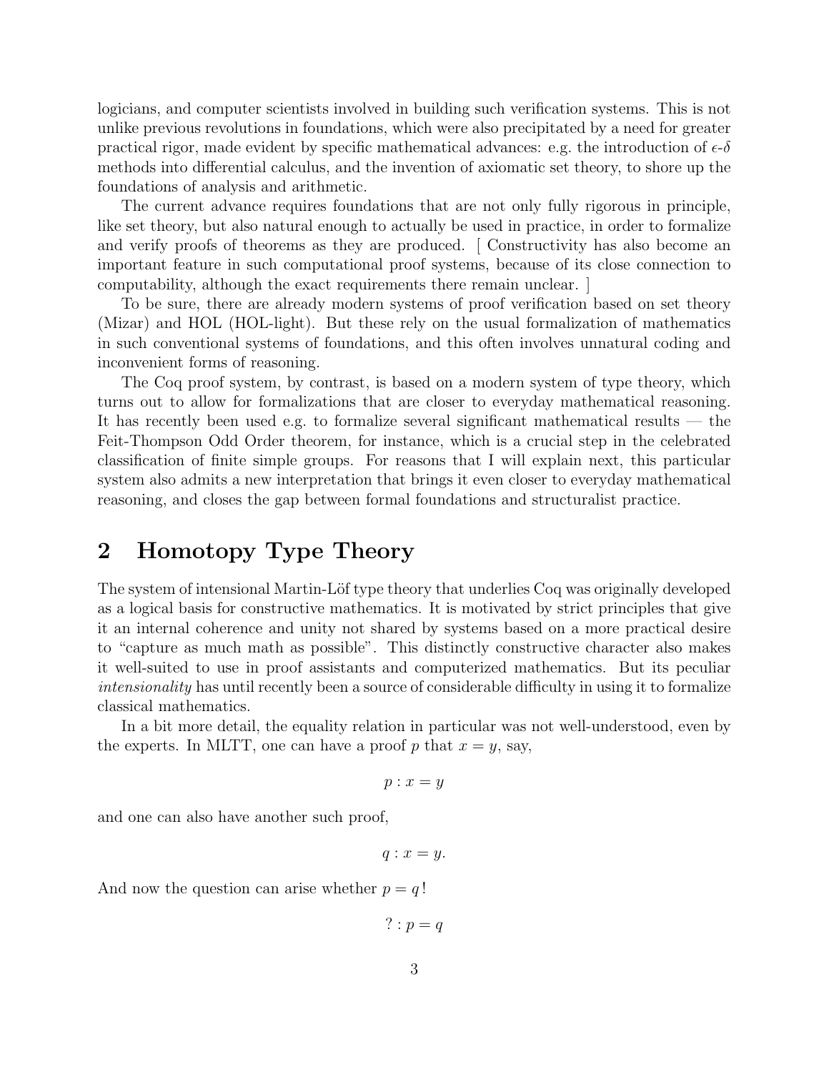logicians, and computer scientists involved in building such verification systems. This is not unlike previous revolutions in foundations, which were also precipitated by a need for greater practical rigor, made evident by specific mathematical advances: e.g. the introduction of $\epsilon$-$\delta$ methods into differential calculus, and the invention of axiomatic set theory, to shore up the foundations of analysis and arithmetic.

The current advance requires foundations that are not only fully rigorous in principle, like set theory, but also natural enough to actually be used in practice, in order to formalize and verify proofs of theorems as they are produced. [ Constructivity has also become an important feature in such computational proof systems, because of its close connection to computability, although the exact requirements there remain unclear. ]

To be sure, there are already modern systems of proof verification based on set theory (Mizar) and HOL (HOL-light). But these rely on the usual formalization of mathematics in such conventional systems of foundations, and this often involves unnatural coding and inconvenient forms of reasoning.

The Coq proof system, by contrast, is based on a modern system of type theory, which turns out to allow for formalizations that are closer to everyday mathematical reasoning. It has recently been used e.g. to formalize several significant mathematical results — the Feit-Thompson Odd Order theorem, for instance, which is a crucial step in the celebrated classification of finite simple groups. For reasons that I will explain next, this particular system also admits a new interpretation that brings it even closer to everyday mathematical reasoning, and closes the gap between formal foundations and structuralist practice.

## 2 Homotopy Type Theory

The system of intensional Martin-Löf type theory that underlies Coq was originally developed as a logical basis for constructive mathematics. It is motivated by strict principles that give it an internal coherence and unity not shared by systems based on a more practical desire to "capture as much math as possible". This distinctly constructive character also makes it well-suited to use in proof assistants and computerized mathematics. But its peculiar *intensionality* has until recently been a source of considerable difficulty in using it to formalize classical mathematics.

In a bit more detail, the equality relation in particular was not well-understood, even by the experts. In MLTT, one can have a proof $p$ that $x = y$, say,

$$p : x = y$$

and one can also have another such proof,

$$q : x = y.$$

And now the question can arise whether $p = q$!

$$? : p = q$$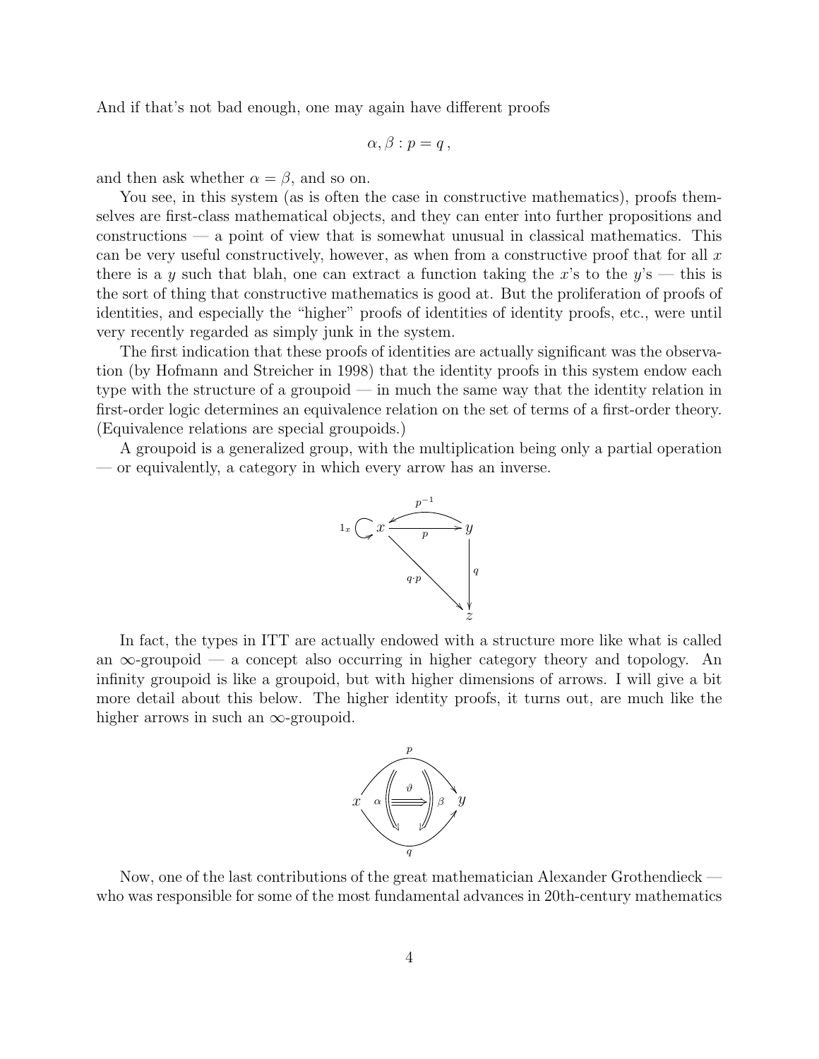And if that's not bad enough, one may again have different proofs

$$\alpha, \beta : p = q \,,$$

and then ask whether $\alpha = \beta$, and so on.

You see, in this system (as is often the case in constructive mathematics), proofs themselves are first-class mathematical objects, and they can enter into further propositions and constructions — a point of view that is somewhat unusual in classical mathematics. This can be very useful constructively, however, as when from a constructive proof that for all $x$ there is a $y$ such that blah, one can extract a function taking the $x$'s to the $y$'s — this is the sort of thing that constructive mathematics is good at. But the proliferation of proofs of identities, and especially the "higher" proofs of identities of identity proofs, etc., were until very recently regarded as simply junk in the system.

The first indication that these proofs of identities are actually significant was the observation (by Hofmann and Streicher in 1998) that the identity proofs in this system endow each type with the structure of a groupoid — in much the same way that the identity relation in first-order logic determines an equivalence relation on the set of terms of a first-order theory. (Equivalence relations are special groupoids.)

A groupoid is a generalized group, with the multiplication being only a partial operation — or equivalently, a category in which every arrow has an inverse.

In fact, the types in ITT are actually endowed with a structure more like what is called an $\infty$-groupoid — a concept also occurring in higher category theory and topology. An infinity groupoid is like a groupoid, but with higher dimensions of arrows. I will give a bit more detail about this below. The higher identity proofs, it turns out, are much like the higher arrows in such an $\infty$-groupoid.

Now, one of the last contributions of the great mathematician Alexander Grothendieck — who was responsible for some of the most fundamental advances in 20th-century mathematics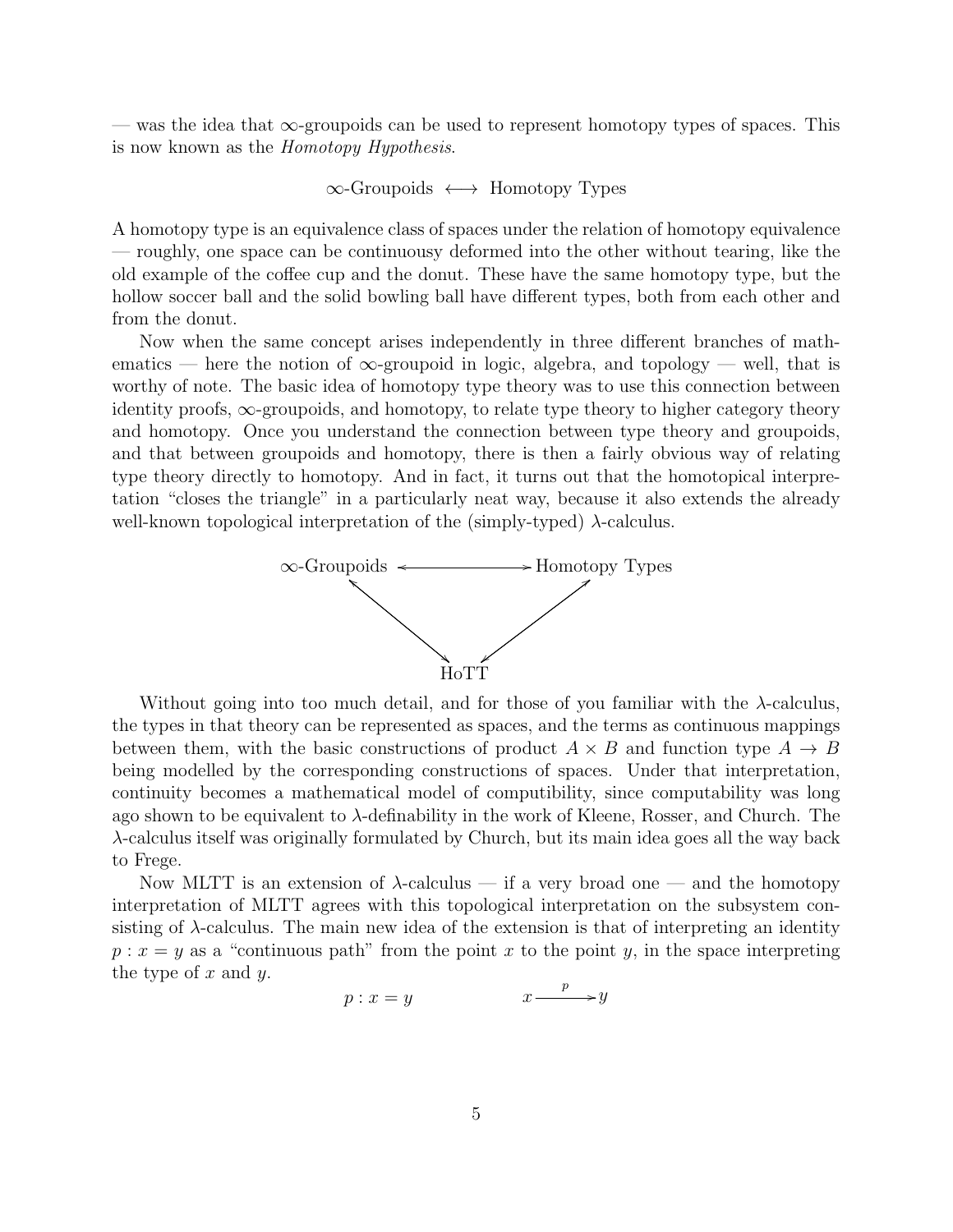— was the idea that $\infty$-groupoids can be used to represent homotopy types of spaces. This is now known as the *Homotopy Hypothesis*.

$$\infty\text{-Groupoids} \longleftrightarrow \text{Homotopy Types}$$

A homotopy type is an equivalence class of spaces under the relation of homotopy equivalence — roughly, one space can be continuousy deformed into the other without tearing, like the old example of the coffee cup and the donut. These have the same homotopy type, but the hollow soccer ball and the solid bowling ball have different types, both from each other and from the donut.

Now when the same concept arises independently in three different branches of mathematics — here the notion of $\infty$-groupoid in logic, algebra, and topology — well, that is worthy of note. The basic idea of homotopy type theory was to use this connection between identity proofs, $\infty$-groupoids, and homotopy, to relate type theory to higher category theory and homotopy. Once you understand the connection between type theory and groupoids, and that between groupoids and homotopy, there is then a fairly obvious way of relating type theory directly to homotopy. And in fact, it turns out that the homotopical interpretation "closes the triangle" in a particularly neat way, because it also extends the already well-known topological interpretation of the (simply-typed) $\lambda$-calculus.

$$\begin{array}{ccc} \infty\text{-Groupoids} & \longleftrightarrow & \text{Homotopy Types} \\ & \nwarrow\!\!\searrow \quad \swarrow\!\!\nearrow & \\ & \text{HoTT} & \end{array}$$

Without going into too much detail, and for those of you familiar with the $\lambda$-calculus, the types in that theory can be represented as spaces, and the terms as continuous mappings between them, with the basic constructions of product $A \times B$ and function type $A \to B$ being modelled by the corresponding constructions of spaces. Under that interpretation, continuity becomes a mathematical model of computibility, since computability was long ago shown to be equivalent to $\lambda$-definability in the work of Kleene, Rosser, and Church. The $\lambda$-calculus itself was originally formulated by Church, but its main idea goes all the way back to Frege.

Now MLTT is an extension of $\lambda$-calculus — if a very broad one — and the homotopy interpretation of MLTT agrees with this topological interpretation on the subsystem consisting of $\lambda$-calculus. The main new idea of the extension is that of interpreting an identity $p : x = y$ as a "continuous path" from the point $x$ to the point $y$, in the space interpreting the type of $x$ and $y$.

$$p : x = y \qquad\qquad x \xrightarrow{\;p\;} y$$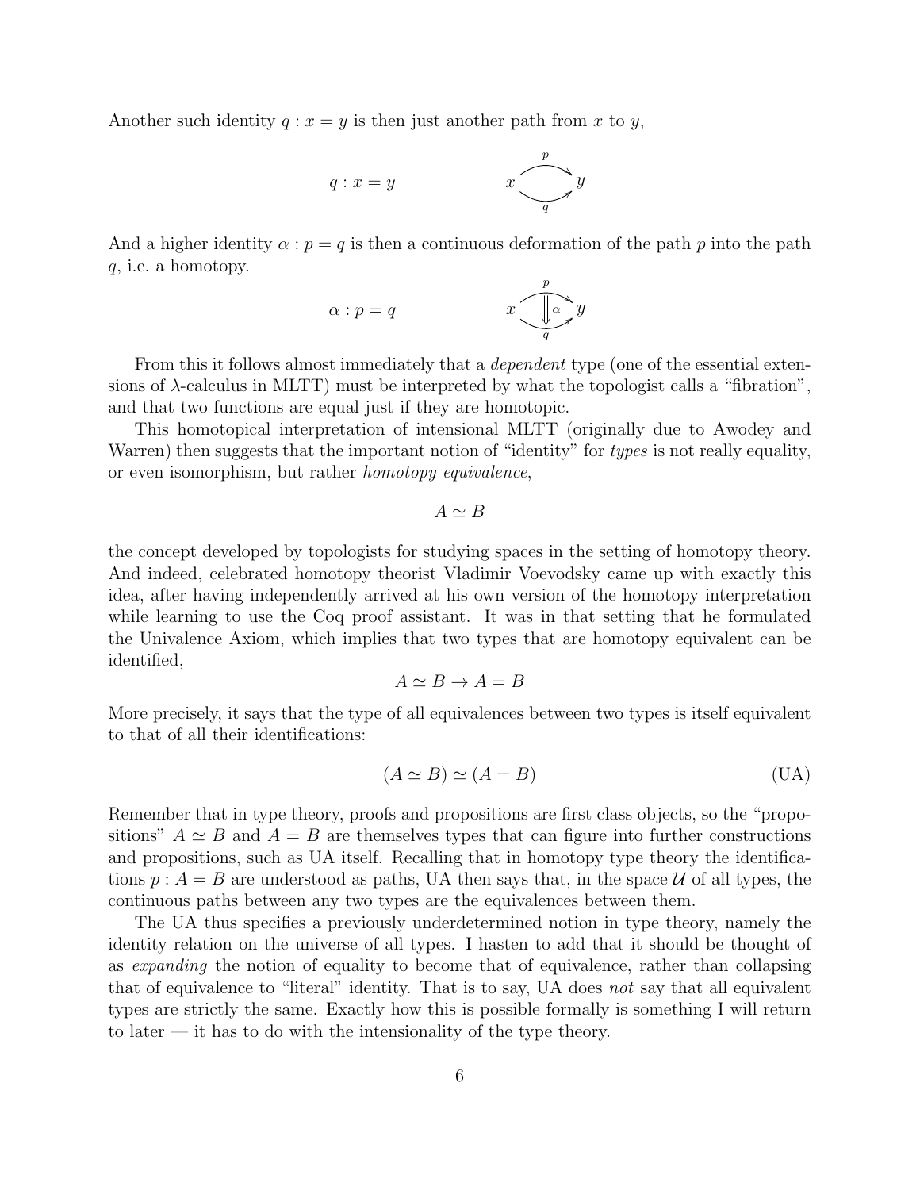Another such identity $q : x = y$ is then just another path from $x$ to $y$,

$$q : x = y \qquad\qquad x \underset{q}{\overset{p}{\rightrightarrows}} y$$

And a higher identity $\alpha : p = q$ is then a continuous deformation of the path $p$ into the path $q$, i.e. a homotopy.

$$\alpha : p = q \qquad\qquad x \underset{q}{\overset{p}{\rightrightarrows}} y \quad (\alpha : p \Rightarrow q)$$

From this it follows almost immediately that a *dependent* type (one of the essential extensions of $\lambda$-calculus in MLTT) must be interpreted by what the topologist calls a "fibration", and that two functions are equal just if they are homotopic.

This homotopical interpretation of intensional MLTT (originally due to Awodey and Warren) then suggests that the important notion of "identity" for *types* is not really equality, or even isomorphism, but rather *homotopy equivalence*,

$$A \simeq B$$

the concept developed by topologists for studying spaces in the setting of homotopy theory. And indeed, celebrated homotopy theorist Vladimir Voevodsky came up with exactly this idea, after having independently arrived at his own version of the homotopy interpretation while learning to use the Coq proof assistant. It was in that setting that he formulated the Univalence Axiom, which implies that two types that are homotopy equivalent can be identified,

$$A \simeq B \to A = B$$

More precisely, it says that the type of all equivalences between two types is itself equivalent to that of all their identifications:

$$(A \simeq B) \simeq (A = B) \tag{UA}$$

Remember that in type theory, proofs and propositions are first class objects, so the "propositions" $A \simeq B$ and $A = B$ are themselves types that can figure into further constructions and propositions, such as UA itself. Recalling that in homotopy type theory the identifications $p : A = B$ are understood as paths, UA then says that, in the space $\mathcal{U}$ of all types, the continuous paths between any two types are the equivalences between them.

The UA thus specifies a previously underdetermined notion in type theory, namely the identity relation on the universe of all types. I hasten to add that it should be thought of as *expanding* the notion of equality to become that of equivalence, rather than collapsing that of equivalence to "literal" identity. That is to say, UA does *not* say that all equivalent types are strictly the same. Exactly how this is possible formally is something I will return to later — it has to do with the intensionality of the type theory.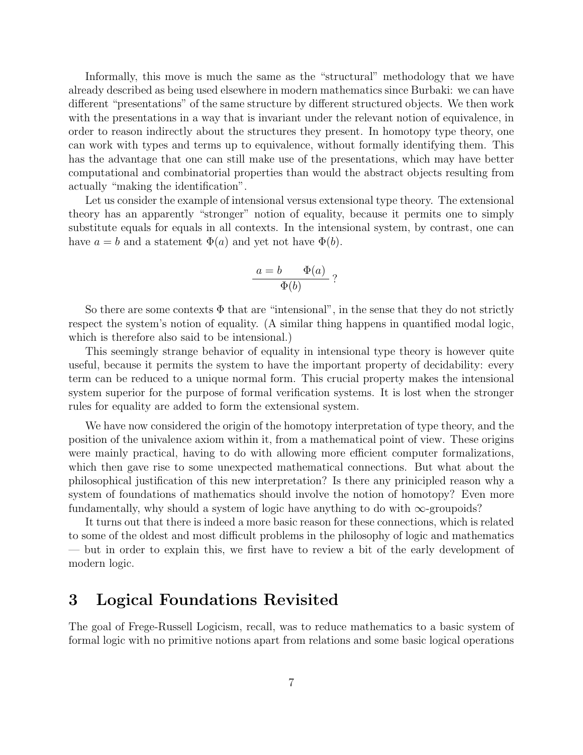Informally, this move is much the same as the "structural" methodology that we have already described as being used elsewhere in modern mathematics since Burbaki: we can have different "presentations" of the same structure by different structured objects. We then work with the presentations in a way that is invariant under the relevant notion of equivalence, in order to reason indirectly about the structures they present. In homotopy type theory, one can work with types and terms up to equivalence, without formally identifying them. This has the advantage that one can still make use of the presentations, which may have better computational and combinatorial properties than would the abstract objects resulting from actually "making the identification".

Let us consider the example of intensional versus extensional type theory. The extensional theory has an apparently "stronger" notion of equality, because it permits one to simply substitute equals for equals in all contexts. In the intensional system, by contrast, one can have $a = b$ and a statement $\Phi(a)$ and yet not have $\Phi(b)$.

$$\frac{a = b \qquad \Phi(a)}{\Phi(b)}\ ?$$

So there are some contexts $\Phi$ that are "intensional", in the sense that they do not strictly respect the system's notion of equality. (A similar thing happens in quantified modal logic, which is therefore also said to be intensional.)

This seemingly strange behavior of equality in intensional type theory is however quite useful, because it permits the system to have the important property of decidability: every term can be reduced to a unique normal form. This crucial property makes the intensional system superior for the purpose of formal verification systems. It is lost when the stronger rules for equality are added to form the extensional system.

We have now considered the origin of the homotopy interpretation of type theory, and the position of the univalence axiom within it, from a mathematical point of view. These origins were mainly practical, having to do with allowing more efficient computer formalizations, which then gave rise to some unexpected mathematical connections. But what about the philosophical justification of this new interpretation? Is there any prinicipled reason why a system of foundations of mathematics should involve the notion of homotopy? Even more fundamentally, why should a system of logic have anything to do with $\infty$-groupoids?

It turns out that there is indeed a more basic reason for these connections, which is related to some of the oldest and most difficult problems in the philosophy of logic and mathematics — but in order to explain this, we first have to review a bit of the early development of modern logic.

## 3 Logical Foundations Revisited

The goal of Frege-Russell Logicism, recall, was to reduce mathematics to a basic system of formal logic with no primitive notions apart from relations and some basic logical operations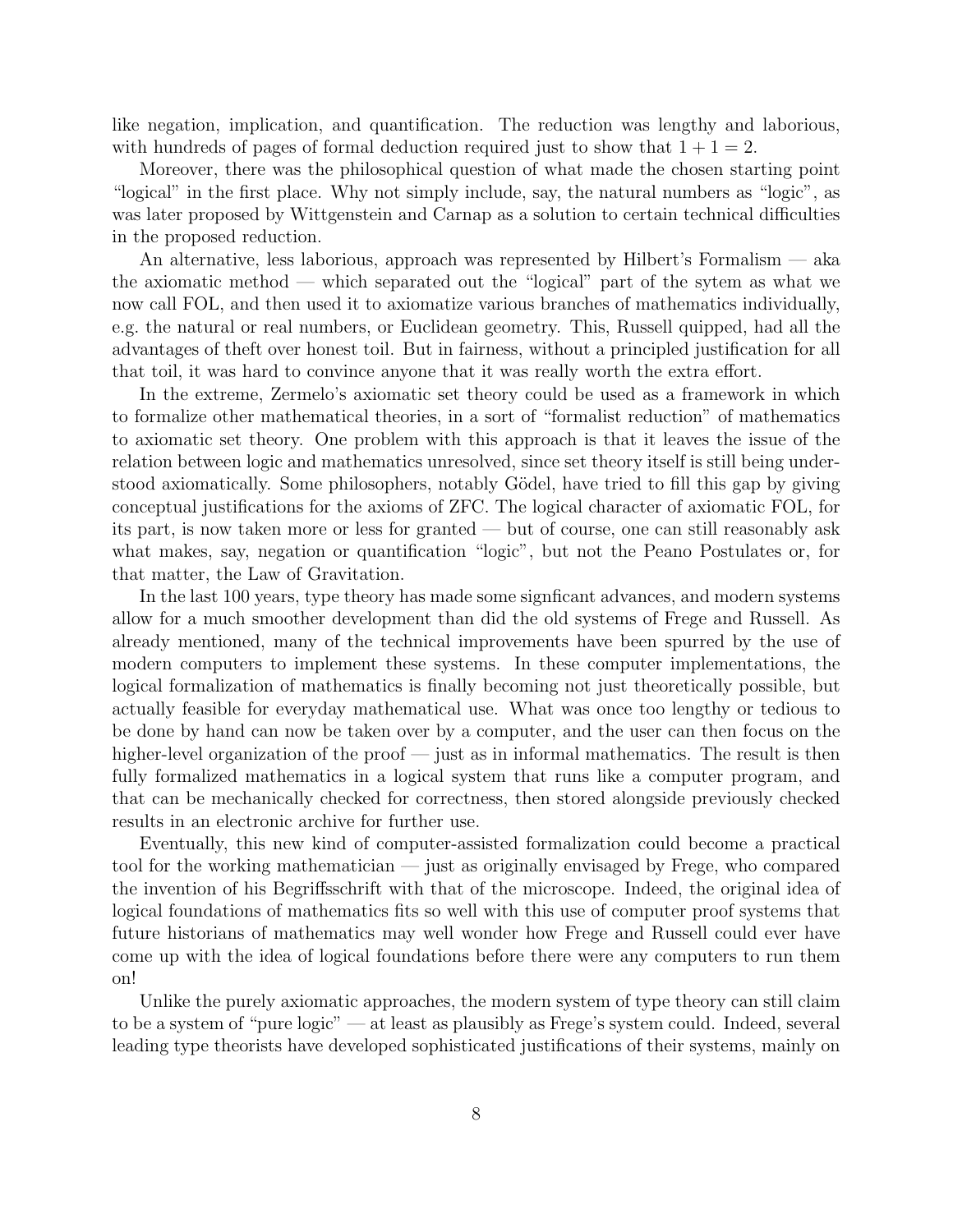like negation, implication, and quantification. The reduction was lengthy and laborious, with hundreds of pages of formal deduction required just to show that $1 + 1 = 2$.

Moreover, there was the philosophical question of what made the chosen starting point "logical" in the first place. Why not simply include, say, the natural numbers as "logic", as was later proposed by Wittgenstein and Carnap as a solution to certain technical difficulties in the proposed reduction.

An alternative, less laborious, approach was represented by Hilbert's Formalism — aka the axiomatic method — which separated out the "logical" part of the sytem as what we now call FOL, and then used it to axiomatize various branches of mathematics individually, e.g. the natural or real numbers, or Euclidean geometry. This, Russell quipped, had all the advantages of theft over honest toil. But in fairness, without a principled justification for all that toil, it was hard to convince anyone that it was really worth the extra effort.

In the extreme, Zermelo's axiomatic set theory could be used as a framework in which to formalize other mathematical theories, in a sort of "formalist reduction" of mathematics to axiomatic set theory. One problem with this approach is that it leaves the issue of the relation between logic and mathematics unresolved, since set theory itself is still being understood axiomatically. Some philosophers, notably Gödel, have tried to fill this gap by giving conceptual justifications for the axioms of ZFC. The logical character of axiomatic FOL, for its part, is now taken more or less for granted — but of course, one can still reasonably ask what makes, say, negation or quantification "logic", but not the Peano Postulates or, for that matter, the Law of Gravitation.

In the last 100 years, type theory has made some signficant advances, and modern systems allow for a much smoother development than did the old systems of Frege and Russell. As already mentioned, many of the technical improvements have been spurred by the use of modern computers to implement these systems. In these computer implementations, the logical formalization of mathematics is finally becoming not just theoretically possible, but actually feasible for everyday mathematical use. What was once too lengthy or tedious to be done by hand can now be taken over by a computer, and the user can then focus on the higher-level organization of the proof — just as in informal mathematics. The result is then fully formalized mathematics in a logical system that runs like a computer program, and that can be mechanically checked for correctness, then stored alongside previously checked results in an electronic archive for further use.

Eventually, this new kind of computer-assisted formalization could become a practical tool for the working mathematician — just as originally envisaged by Frege, who compared the invention of his Begriffsschrift with that of the microscope. Indeed, the original idea of logical foundations of mathematics fits so well with this use of computer proof systems that future historians of mathematics may well wonder how Frege and Russell could ever have come up with the idea of logical foundations before there were any computers to run them on!

Unlike the purely axiomatic approaches, the modern system of type theory can still claim to be a system of "pure logic" — at least as plausibly as Frege's system could. Indeed, several leading type theorists have developed sophisticated justifications of their systems, mainly on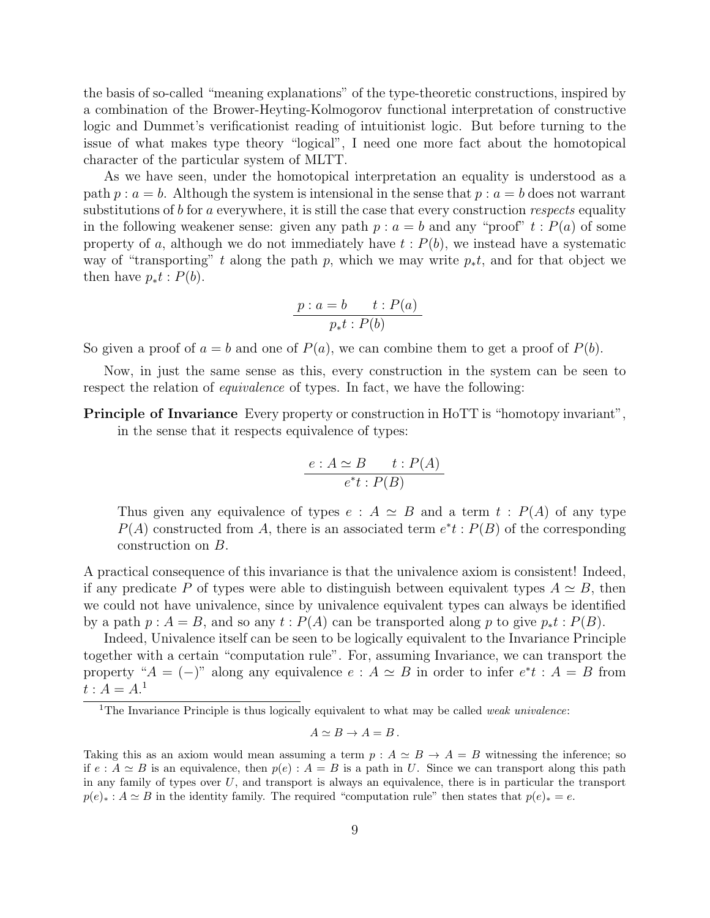the basis of so-called "meaning explanations" of the type-theoretic constructions, inspired by a combination of the Brower-Heyting-Kolmogorov functional interpretation of constructive logic and Dummet's verificationist reading of intuitionist logic. But before turning to the issue of what makes type theory "logical", I need one more fact about the homotopical character of the particular system of MLTT.

As we have seen, under the homotopical interpretation an equality is understood as a path $p : a = b$. Although the system is intensional in the sense that $p : a = b$ does not warrant substitutions of $b$ for $a$ everywhere, it is still the case that every construction *respects* equality in the following weakener sense: given any path $p : a = b$ and any "proof" $t : P(a)$ of some property of $a$, although we do not immediately have $t : P(b)$, we instead have a systematic way of "transporting" $t$ along the path $p$, which we may write $p_*t$, and for that object we then have $p_*t : P(b)$.

$$\frac{p : a = b \qquad t : P(a)}{p_*t : P(b)}$$

So given a proof of $a = b$ and one of $P(a)$, we can combine them to get a proof of $P(b)$.

Now, in just the same sense as this, every construction in the system can be seen to respect the relation of *equivalence* of types. In fact, we have the following:

**Principle of Invariance** Every property or construction in HoTT is "homotopy invariant", in the sense that it respects equivalence of types:

$$\frac{e : A \simeq B \qquad t : P(A)}{e^*t : P(B)}$$

Thus given any equivalence of types $e : A \simeq B$ and a term $t : P(A)$ of any type $P(A)$ constructed from $A$, there is an associated term $e^*t : P(B)$ of the corresponding construction on $B$.

A practical consequence of this invariance is that the univalence axiom is consistent! Indeed, if any predicate $P$ of types were able to distinguish between equivalent types $A \simeq B$, then we could not have univalence, since by univalence equivalent types can always be identified by a path $p : A = B$, and so any $t : P(A)$ can be transported along $p$ to give $p_*t : P(B)$.

Indeed, Univalence itself can be seen to be logically equivalent to the Invariance Principle together with a certain "computation rule". For, assuming Invariance, we can transport the property "$A = (-)$" along any equivalence $e : A \simeq B$ in order to infer $e^*t : A = B$ from $t : A = A$.[1]

[1] The Invariance Principle is thus logically equivalent to what may be called *weak univalence*:

$$A \simeq B \to A = B\,.$$

Taking this as an axiom would mean assuming a term $p : A \simeq B \to A = B$ witnessing the inference; so if $e : A \simeq B$ is an equivalence, then $p(e) : A = B$ is a path in $U$. Since we can transport along this path in any family of types over $U$, and transport is always an equivalence, there is in particular the transport $p(e)_* : A \simeq B$ in the identity family. The required "computation rule" then states that $p(e)_* = e$.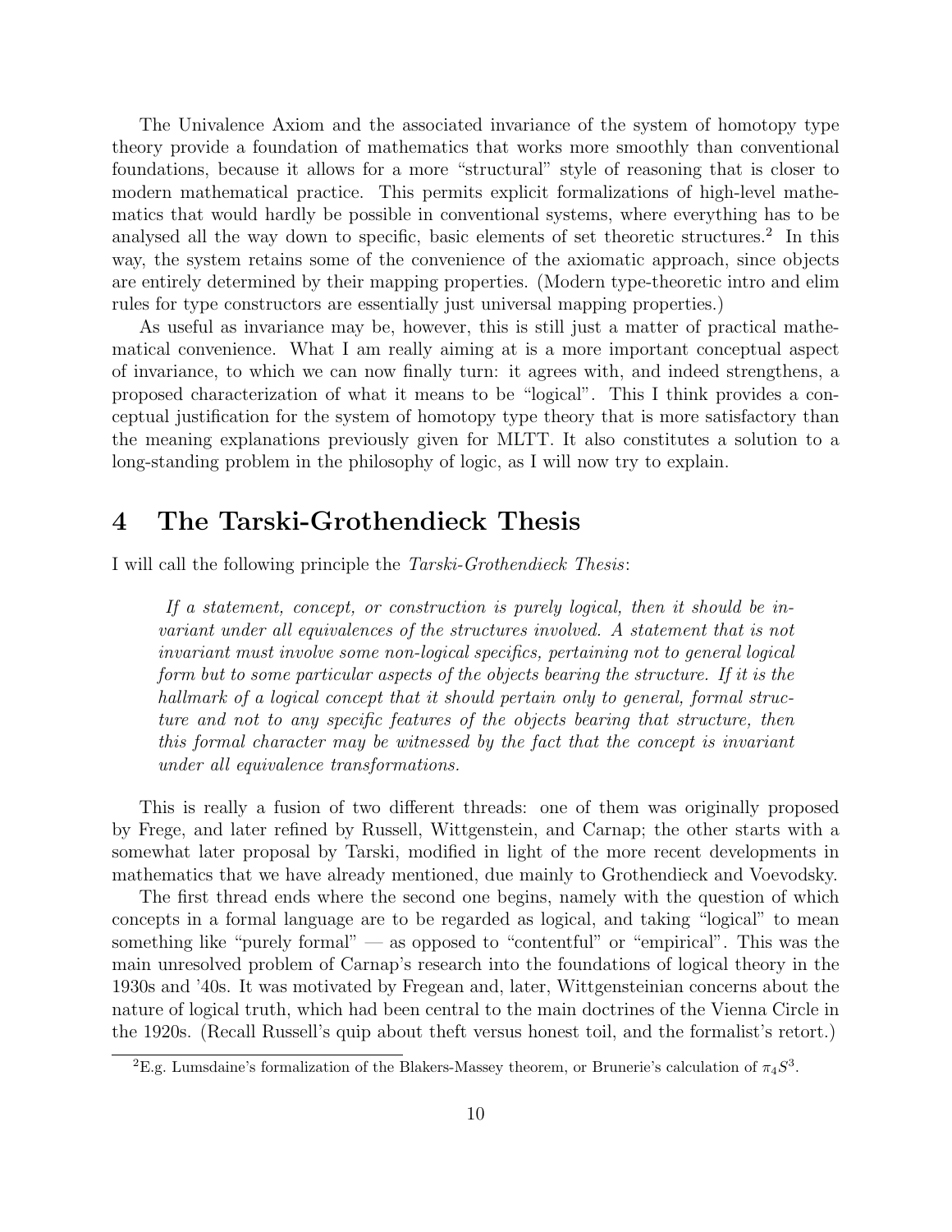The Univalence Axiom and the associated invariance of the system of homotopy type theory provide a foundation of mathematics that works more smoothly than conventional foundations, because it allows for a more "structural" style of reasoning that is closer to modern mathematical practice. This permits explicit formalizations of high-level mathematics that would hardly be possible in conventional systems, where everything has to be analysed all the way down to specific, basic elements of set theoretic structures.[2] In this way, the system retains some of the convenience of the axiomatic approach, since objects are entirely determined by their mapping properties. (Modern type-theoretic intro and elim rules for type constructors are essentially just universal mapping properties.)

As useful as invariance may be, however, this is still just a matter of practical mathematical convenience. What I am really aiming at is a more important conceptual aspect of invariance, to which we can now finally turn: it agrees with, and indeed strengthens, a proposed characterization of what it means to be "logical". This I think provides a conceptual justification for the system of homotopy type theory that is more satisfactory than the meaning explanations previously given for MLTT. It also constitutes a solution to a long-standing problem in the philosophy of logic, as I will now try to explain.

# 4 The Tarski-Grothendieck Thesis

I will call the following principle the *Tarski-Grothendieck Thesis*:

> *If a statement, concept, or construction is purely logical, then it should be invariant under all equivalences of the structures involved. A statement that is not invariant must involve some non-logical specifics, pertaining not to general logical form but to some particular aspects of the objects bearing the structure. If it is the hallmark of a logical concept that it should pertain only to general, formal structure and not to any specific features of the objects bearing that structure, then this formal character may be witnessed by the fact that the concept is invariant under all equivalence transformations.*

This is really a fusion of two different threads: one of them was originally proposed by Frege, and later refined by Russell, Wittgenstein, and Carnap; the other starts with a somewhat later proposal by Tarski, modified in light of the more recent developments in mathematics that we have already mentioned, due mainly to Grothendieck and Voevodsky.

The first thread ends where the second one begins, namely with the question of which concepts in a formal language are to be regarded as logical, and taking "logical" to mean something like "purely formal" — as opposed to "contentful" or "empirical". This was the main unresolved problem of Carnap's research into the foundations of logical theory in the 1930s and '40s. It was motivated by Fregean and, later, Wittgensteinian concerns about the nature of logical truth, which had been central to the main doctrines of the Vienna Circle in the 1920s. (Recall Russell's quip about theft versus honest toil, and the formalist's retort.)

[2] E.g. Lumsdaine's formalization of the Blakers-Massey theorem, or Brunerie's calculation of $\pi_4 S^3$.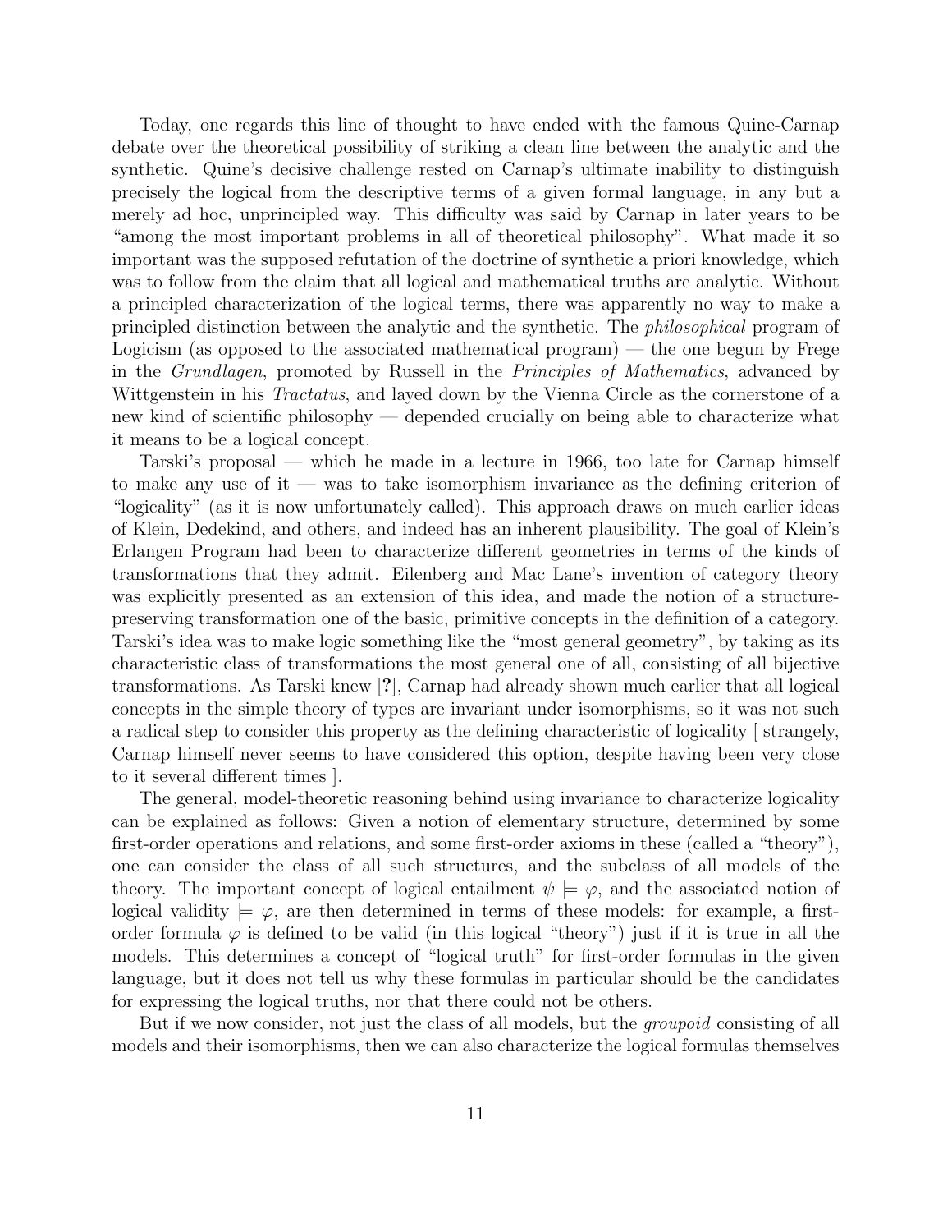Today, one regards this line of thought to have ended with the famous Quine-Carnap debate over the theoretical possibility of striking a clean line between the analytic and the synthetic. Quine's decisive challenge rested on Carnap's ultimate inability to distinguish precisely the logical from the descriptive terms of a given formal language, in any but a merely ad hoc, unprincipled way. This difficulty was said by Carnap in later years to be "among the most important problems in all of theoretical philosophy". What made it so important was the supposed refutation of the doctrine of synthetic a priori knowledge, which was to follow from the claim that all logical and mathematical truths are analytic. Without a principled characterization of the logical terms, there was apparently no way to make a principled distinction between the analytic and the synthetic. The *philosophical* program of Logicism (as opposed to the associated mathematical program) — the one begun by Frege in the *Grundlagen*, promoted by Russell in the *Principles of Mathematics*, advanced by Wittgenstein in his *Tractatus*, and layed down by the Vienna Circle as the cornerstone of a new kind of scientific philosophy — depended crucially on being able to characterize what it means to be a logical concept.

Tarski's proposal — which he made in a lecture in 1966, too late for Carnap himself to make any use of it — was to take isomorphism invariance as the defining criterion of "logicality" (as it is now unfortunately called). This approach draws on much earlier ideas of Klein, Dedekind, and others, and indeed has an inherent plausibility. The goal of Klein's Erlangen Program had been to characterize different geometries in terms of the kinds of transformations that they admit. Eilenberg and Mac Lane's invention of category theory was explicitly presented as an extension of this idea, and made the notion of a structure-preserving transformation one of the basic, primitive concepts in the definition of a category. Tarski's idea was to make logic something like the "most general geometry", by taking as its characteristic class of transformations the most general one of all, consisting of all bijective transformations. As Tarski knew [**?**], Carnap had already shown much earlier that all logical concepts in the simple theory of types are invariant under isomorphisms, so it was not such a radical step to consider this property as the defining characteristic of logicality [ strangely, Carnap himself never seems to have considered this option, despite having been very close to it several different times ].

The general, model-theoretic reasoning behind using invariance to characterize logicality can be explained as follows: Given a notion of elementary structure, determined by some first-order operations and relations, and some first-order axioms in these (called a "theory"), one can consider the class of all such structures, and the subclass of all models of the theory. The important concept of logical entailment $\psi \models \varphi$, and the associated notion of logical validity $\models \varphi$, are then determined in terms of these models: for example, a first-order formula $\varphi$ is defined to be valid (in this logical "theory") just if it is true in all the models. This determines a concept of "logical truth" for first-order formulas in the given language, but it does not tell us why these formulas in particular should be the candidates for expressing the logical truths, nor that there could not be others.

But if we now consider, not just the class of all models, but the *groupoid* consisting of all models and their isomorphisms, then we can also characterize the logical formulas themselves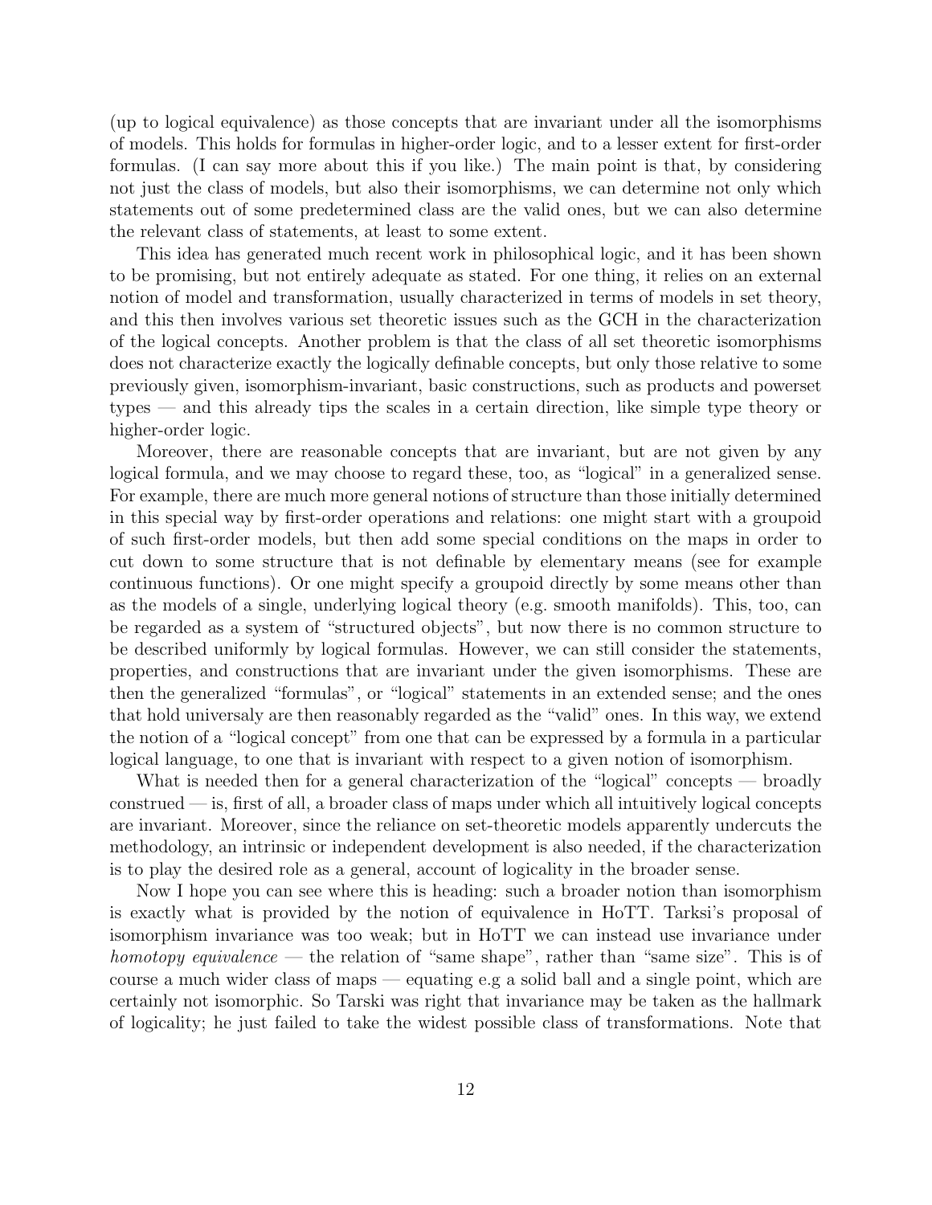(up to logical equivalence) as those concepts that are invariant under all the isomorphisms of models. This holds for formulas in higher-order logic, and to a lesser extent for first-order formulas. (I can say more about this if you like.) The main point is that, by considering not just the class of models, but also their isomorphisms, we can determine not only which statements out of some predetermined class are the valid ones, but we can also determine the relevant class of statements, at least to some extent.

This idea has generated much recent work in philosophical logic, and it has been shown to be promising, but not entirely adequate as stated. For one thing, it relies on an external notion of model and transformation, usually characterized in terms of models in set theory, and this then involves various set theoretic issues such as the GCH in the characterization of the logical concepts. Another problem is that the class of all set theoretic isomorphisms does not characterize exactly the logically definable concepts, but only those relative to some previously given, isomorphism-invariant, basic constructions, such as products and powerset types — and this already tips the scales in a certain direction, like simple type theory or higher-order logic.

Moreover, there are reasonable concepts that are invariant, but are not given by any logical formula, and we may choose to regard these, too, as "logical" in a generalized sense. For example, there are much more general notions of structure than those initially determined in this special way by first-order operations and relations: one might start with a groupoid of such first-order models, but then add some special conditions on the maps in order to cut down to some structure that is not definable by elementary means (see for example continuous functions). Or one might specify a groupoid directly by some means other than as the models of a single, underlying logical theory (e.g. smooth manifolds). This, too, can be regarded as a system of "structured objects", but now there is no common structure to be described uniformly by logical formulas. However, we can still consider the statements, properties, and constructions that are invariant under the given isomorphisms. These are then the generalized "formulas", or "logical" statements in an extended sense; and the ones that hold universaly are then reasonably regarded as the "valid" ones. In this way, we extend the notion of a "logical concept" from one that can be expressed by a formula in a particular logical language, to one that is invariant with respect to a given notion of isomorphism.

What is needed then for a general characterization of the "logical" concepts — broadly construed — is, first of all, a broader class of maps under which all intuitively logical concepts are invariant. Moreover, since the reliance on set-theoretic models apparently undercuts the methodology, an intrinsic or independent development is also needed, if the characterization is to play the desired role as a general, account of logicality in the broader sense.

Now I hope you can see where this is heading: such a broader notion than isomorphism is exactly what is provided by the notion of equivalence in HoTT. Tarksi's proposal of isomorphism invariance was too weak; but in HoTT we can instead use invariance under *homotopy equivalence* — the relation of "same shape", rather than "same size". This is of course a much wider class of maps — equating e.g a solid ball and a single point, which are certainly not isomorphic. So Tarski was right that invariance may be taken as the hallmark of logicality; he just failed to take the widest possible class of transformations. Note that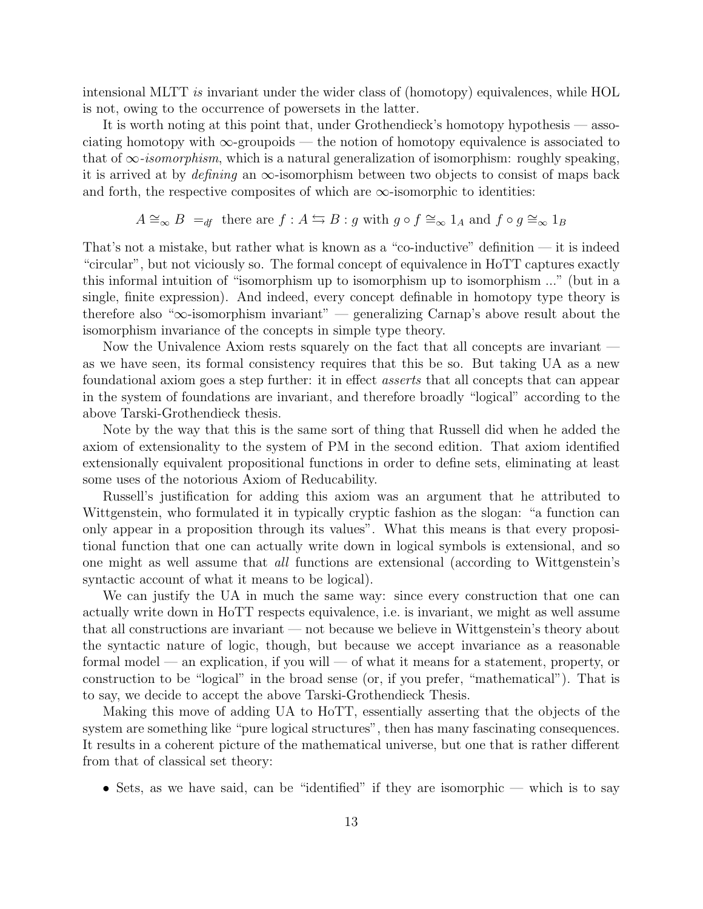intensional MLTT *is* invariant under the wider class of (homotopy) equivalences, while HOL is not, owing to the occurrence of powersets in the latter.

It is worth noting at this point that, under Grothendieck's homotopy hypothesis — associating homotopy with $\infty$-groupoids — the notion of homotopy equivalence is associated to that of $\infty$-*isomorphism*, which is a natural generalization of isomorphism: roughly speaking, it is arrived at by *defining* an $\infty$-isomorphism between two objects to consist of maps back and forth, the respective composites of which are $\infty$-isomorphic to identities:

$$A \cong_\infty B \;=_{df}\; \text{there are } f : A \leftrightarrows B : g \text{ with } g \circ f \cong_\infty 1_A \text{ and } f \circ g \cong_\infty 1_B$$

That's not a mistake, but rather what is known as a "co-inductive" definition — it is indeed "circular", but not viciously so. The formal concept of equivalence in HoTT captures exactly this informal intuition of "isomorphism up to isomorphism up to isomorphism ..." (but in a single, finite expression). And indeed, every concept definable in homotopy type theory is therefore also "$\infty$-isomorphism invariant" — generalizing Carnap's above result about the isomorphism invariance of the concepts in simple type theory.

Now the Univalence Axiom rests squarely on the fact that all concepts are invariant — as we have seen, its formal consistency requires that this be so. But taking UA as a new foundational axiom goes a step further: it in effect *asserts* that all concepts that can appear in the system of foundations are invariant, and therefore broadly "logical" according to the above Tarski-Grothendieck thesis.

Note by the way that this is the same sort of thing that Russell did when he added the axiom of extensionality to the system of PM in the second edition. That axiom identified extensionally equivalent propositional functions in order to define sets, eliminating at least some uses of the notorious Axiom of Reducability.

Russell's justification for adding this axiom was an argument that he attributed to Wittgenstein, who formulated it in typically cryptic fashion as the slogan: "a function can only appear in a proposition through its values". What this means is that every propositional function that one can actually write down in logical symbols is extensional, and so one might as well assume that *all* functions are extensional (according to Wittgenstein's syntactic account of what it means to be logical).

We can justify the UA in much the same way: since every construction that one can actually write down in HoTT respects equivalence, i.e. is invariant, we might as well assume that all constructions are invariant — not because we believe in Wittgenstein's theory about the syntactic nature of logic, though, but because we accept invariance as a reasonable formal model — an explication, if you will — of what it means for a statement, property, or construction to be "logical" in the broad sense (or, if you prefer, "mathematical"). That is to say, we decide to accept the above Tarski-Grothendieck Thesis.

Making this move of adding UA to HoTT, essentially asserting that the objects of the system are something like "pure logical structures", then has many fascinating consequences. It results in a coherent picture of the mathematical universe, but one that is rather different from that of classical set theory:

- Sets, as we have said, can be "identified" if they are isomorphic — which is to say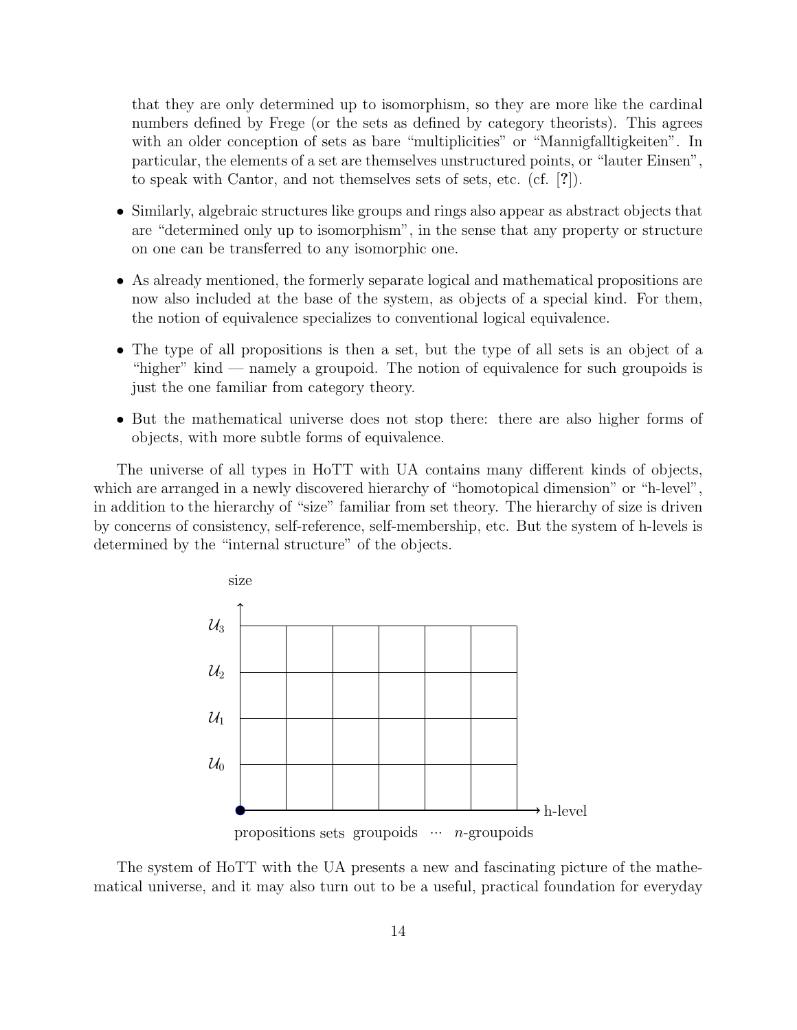that they are only determined up to isomorphism, so they are more like the cardinal numbers defined by Frege (or the sets as defined by category theorists). This agrees with an older conception of sets as bare "multiplicities" or "Mannigfalltigkeiten". In particular, the elements of a set are themselves unstructured points, or "lauter Einsen", to speak with Cantor, and not themselves sets of sets, etc. (cf. [?]).

- Similarly, algebraic structures like groups and rings also appear as abstract objects that are "determined only up to isomorphism", in the sense that any property or structure on one can be transferred to any isomorphic one.
- As already mentioned, the formerly separate logical and mathematical propositions are now also included at the base of the system, as objects of a special kind. For them, the notion of equivalence specializes to conventional logical equivalence.
- The type of all propositions is then a set, but the type of all sets is an object of a "higher" kind — namely a groupoid. The notion of equivalence for such groupoids is just the one familiar from category theory.
- But the mathematical universe does not stop there: there are also higher forms of objects, with more subtle forms of equivalence.

The universe of all types in HoTT with UA contains many different kinds of objects, which are arranged in a newly discovered hierarchy of "homotopical dimension" or "h-level", in addition to the hierarchy of "size" familiar from set theory. The hierarchy of size is driven by concerns of consistency, self-reference, self-membership, etc. But the system of h-levels is determined by the "internal structure" of the objects.

size

$\mathcal{U}_3$

$\mathcal{U}_2$

$\mathcal{U}_1$

$\mathcal{U}_0$

h-level

propositions sets groupoids $\cdots$ $n$-groupoids

The system of HoTT with the UA presents a new and fascinating picture of the mathematical universe, and it may also turn out to be a useful, practical foundation for everyday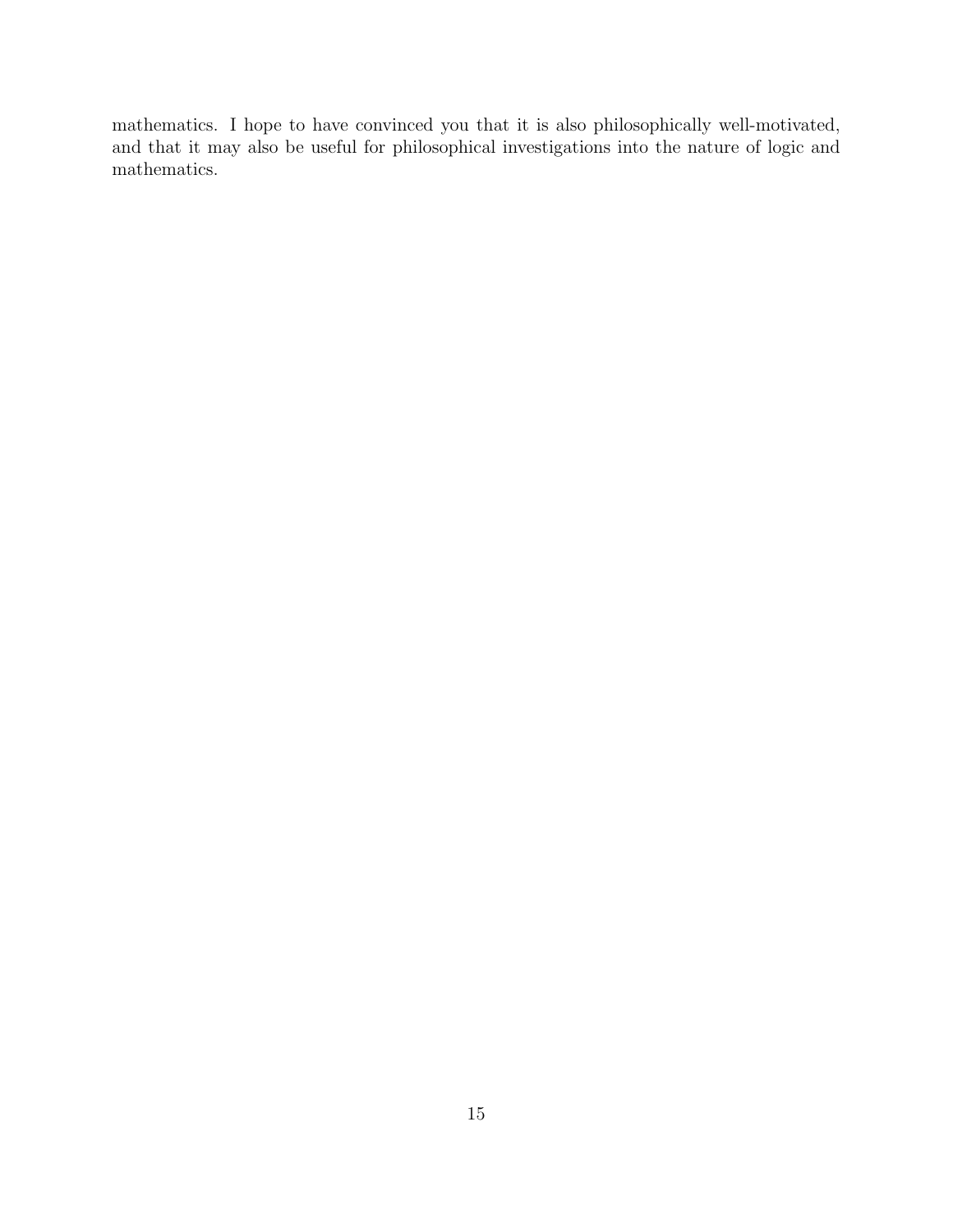mathematics. I hope to have convinced you that it is also philosophically well-motivated, and that it may also be useful for philosophical investigations into the nature of logic and mathematics.